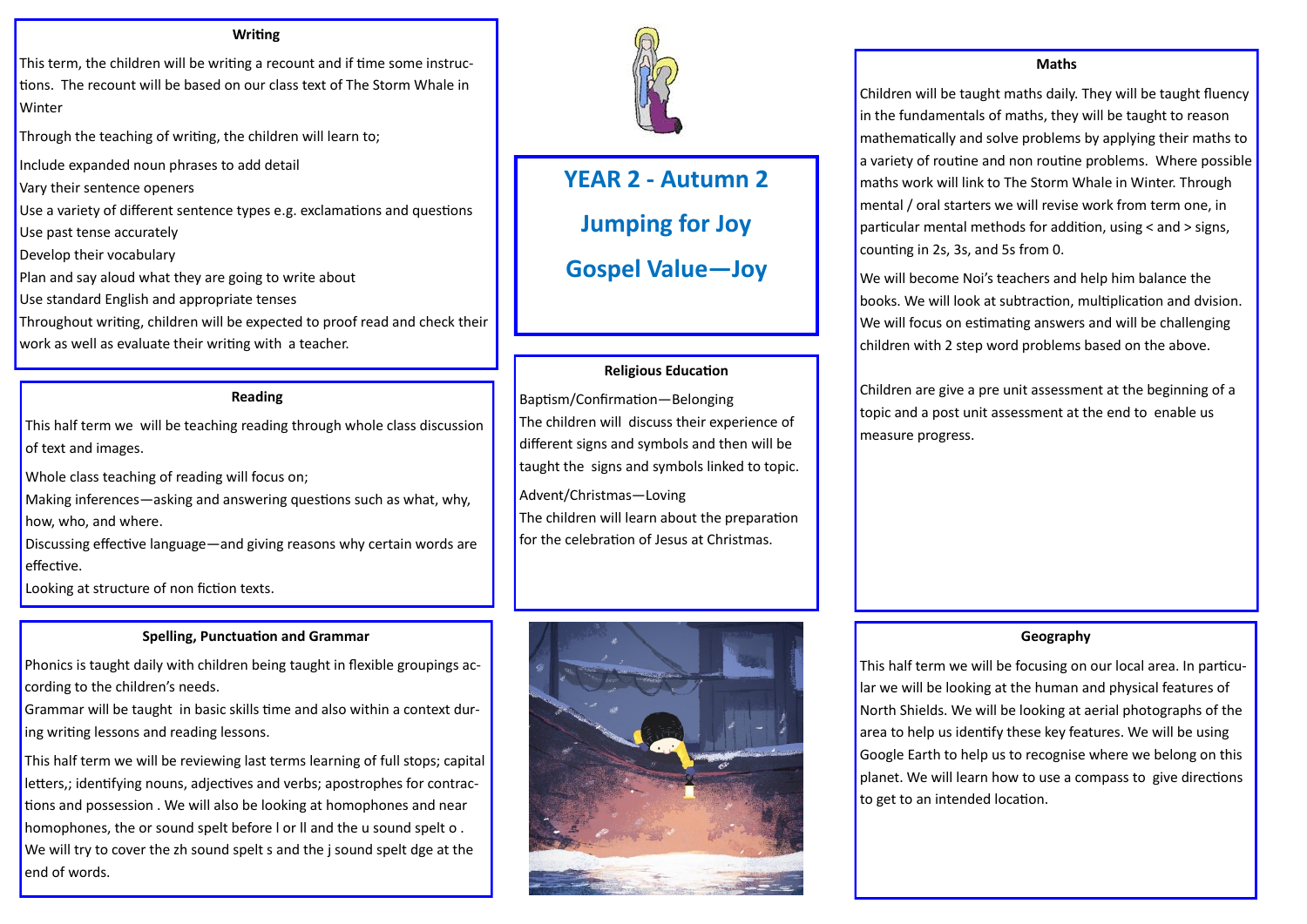# YEAR 2 - Autumn 2

# Jumping for Joy

# Gospel Value—Joy

## Writing

This term, the children will be writing a recount and if time some instructions. The recount will be based on our class text of The Storm Whale in Winter

Through the teaching of writing, the children will learn to;

Include expanded noun phrases to add detail

Vary their sentence openers

Use a variety of different sentence types e.g. exclamations and questions

Use past tense accurately

Develop their vocabulary

Plan and say aloud what they are going to write about

Use standard English and appropriate tenses

Throughout writing, children will be expected to proof read and check their work as well as evaluate their writing with a teacher.

## Reading

This half term we will be teaching reading through whole class discussion of text and images.

Whole class teaching of reading will focus on;

Making inferences—asking and answering questions such as what, why, how, who, and where.

Discussing effective language—and giving reasons why certain words are effective.

Looking at structure of non fiction texts.

## Spelling, Punctuation and Grammar

Phonics is taught daily with children being taught in flexible groupings according to the children's needs.

Grammar will be taught in basic skills time and also within a context during writing lessons and reading lessons.

This half term we will be reviewing last terms learning of full stops; capital letters,; identifying nouns, adjectives and verbs; apostrophes for contractions and possession . We will also be looking at homophones and near homophones, the or sound spelt before l or ll and the u sound spelt o . We will try to cover the zh sound spelt s and the j sound spelt dge at the end of words.

## Religious Education

Baptism/Confirmation—Belonging

The children will discuss their experience of different signs and symbols and then will be taught the signs and symbols linked to topic.

Advent/Christmas—Loving

The children will learn about the preparation for the celebration of Jesus at Christmas.

## Maths

Children will be taught maths daily. They will be taught fluency in the fundamentals of maths, they will be taught to reason mathematically and solve problems by applying their maths to a variety of routine and non routine problems. Where possible maths work will link to The Storm Whale in Winter. Through mental / oral starters we will revise work from term one, in particular mental methods for addition, using < and > signs, counting in 2s, 3s, and 5s from 0.

We will become Noi's teachers and help him balance the books. We will look at subtraction, multiplication and dvision. We will focus on estimating answers and will be challenging children with 2 step word problems based on the above.

Children are give a pre unit assessment at the beginning of a topic and a post unit assessment at the end to enable us measure progress.

## Geography

This half term we will be focusing on our local area. In particular we will be looking at the human and physical features of North Shields. We will be looking at aerial photographs of the area to help us identify these key features. We will be using Google Earth to help us to recognise where we belong on this planet. We will learn how to use a compass to give directions to get to an intended location.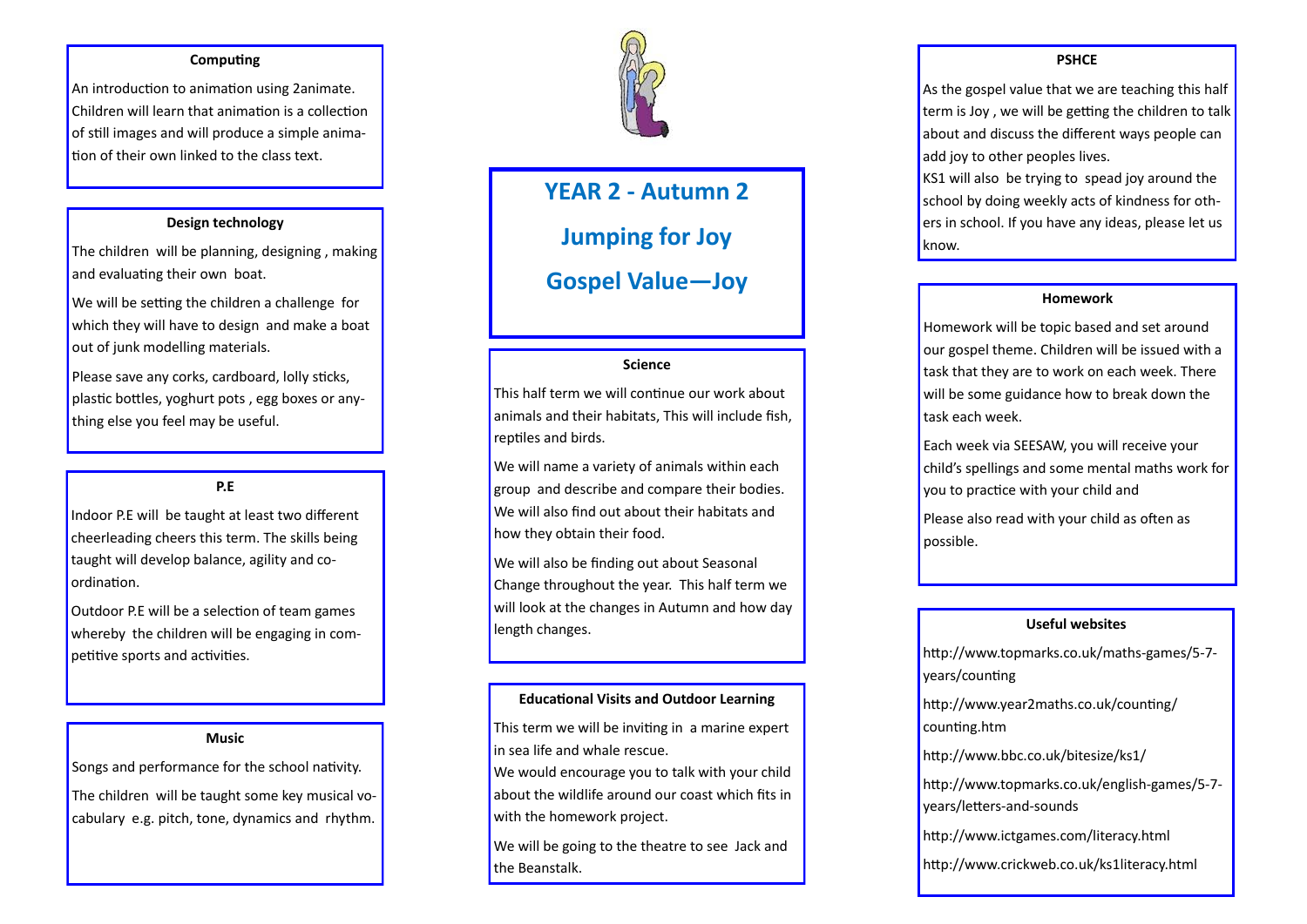# YEAR 2 - Autumn 2

# Jumping for Joy

# Gospel Value—Joy

### Computing

An introduction to animation using 2animate. Children will learn that animation is a collection of still images and will produce a simple animation of their own linked to the class text.

### Design technology

The children will be planning, designing , making and evaluating their own boat.

We will be setting the children a challenge for which they will have to design and make a boat out of junk modelling materials.

Please save any corks, cardboard, lolly sticks, plastic bottles, yoghurt pots , egg boxes or anything else you feel may be useful.

### P.E

Indoor P.E will be taught at least two different cheerleading cheers this term. The skills being taught will develop balance, agility and co-ordination.

Outdoor P.E will be a selection of team games whereby the children will be engaging in competitive sports and activities.

### Music

Songs and performance for the school nativity.

The children will be taught some key musical vocabulary e.g. pitch, tone, dynamics and rhythm.

### Science

This half term we will continue our work about animals and their habitats, This will include fish, reptiles and birds.

We will name a variety of animals within each group and describe and compare their bodies. We will also find out about their habitats and how they obtain their food.

We will also be finding out about Seasonal Change throughout the year. This half term we will look at the changes in Autumn and how day length changes.

### Educational Visits and Outdoor Learning

This term we will be inviting in a marine expert in sea life and whale rescue.
We would encourage you to talk with your child about the wildlife around our coast which fits in with the homework project.

We will be going to the theatre to see Jack and the Beanstalk.

### PSHCE

As the gospel value that we are teaching this half term is Joy , we will be getting the children to talk about and discuss the different ways people can add joy to other peoples lives.
KS1 will also be trying to spead joy around the school by doing weekly acts of kindness for others in school. If you have any ideas, please let us know.

### Homework

Homework will be topic based and set around our gospel theme. Children will be issued with a task that they are to work on each week. There will be some guidance how to break down the task each week.

Each week via SEESAW, you will receive your child's spellings and some mental maths work for you to practice with your child and

Please also read with your child as often as possible.

### Useful websites

http://www.topmarks.co.uk/maths-games/5-7-years/counting

http://www.year2maths.co.uk/counting/counting.htm

http://www.bbc.co.uk/bitesize/ks1/

http://www.topmarks.co.uk/english-games/5-7-years/letters-and-sounds

http://www.ictgames.com/literacy.html

http://www.crickweb.co.uk/ks1literacy.html